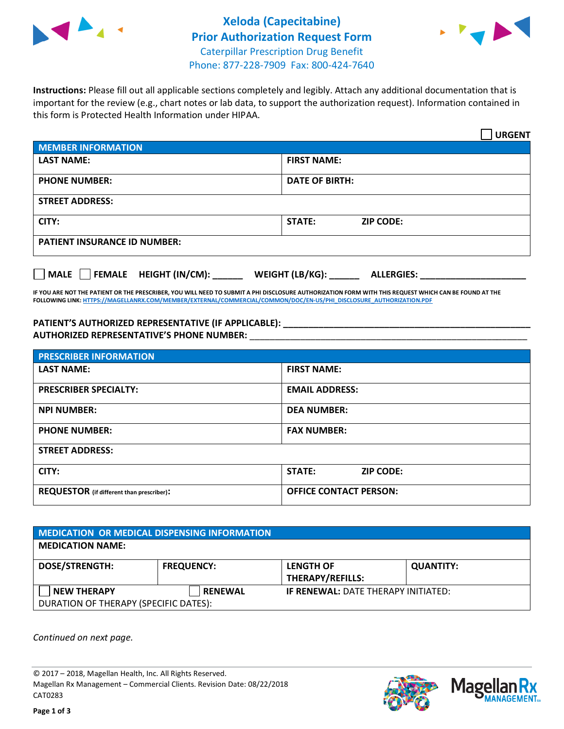# Xeloda (Capecitabine)
# Prior Authorization Request Form

Caterpillar Prescription Drug Benefit
Phone: 877-228-7909 Fax: 800-424-7640

**Instructions:** Please fill out all applicable sections completely and legibly. Attach any additional documentation that is important for the review (e.g., chart notes or lab data, to support the authorization request). Information contained in this form is Protected Health Information under HIPAA.

☐ **URGENT**

| **MEMBER INFORMATION** | |
|---|---|
| **LAST NAME:** | **FIRST NAME:** |
| **PHONE NUMBER:** | **DATE OF BIRTH:** |
| **STREET ADDRESS:** | |
| **CITY:** | **STATE:** **ZIP CODE:** |
| **PATIENT INSURANCE ID NUMBER:** | |

☐ **MALE** ☐ **FEMALE** **HEIGHT (IN/CM):** ______ **WEIGHT (LB/KG):** ______ **ALLERGIES:** ____________________

**IF YOU ARE NOT THE PATIENT OR THE PRESCRIBER, YOU WILL NEED TO SUBMIT A PHI DISCLOSURE AUTHORIZATION FORM WITH THIS REQUEST WHICH CAN BE FOUND AT THE FOLLOWING LINK: HTTPS://MAGELLANRX.COM/MEMBER/EXTERNAL/COMMERCIAL/COMMON/DOC/EN-US/PHI_DISCLOSURE_AUTHORIZATION.PDF**

**PATIENT'S AUTHORIZED REPRESENTATIVE (IF APPLICABLE):** ____________________________________________
**AUTHORIZED REPRESENTATIVE'S PHONE NUMBER:** ____________________________________________

| **PRESCRIBER INFORMATION** | |
|---|---|
| **LAST NAME:** | **FIRST NAME:** |
| **PRESCRIBER SPECIALTY:** | **EMAIL ADDRESS:** |
| **NPI NUMBER:** | **DEA NUMBER:** |
| **PHONE NUMBER:** | **FAX NUMBER:** |
| **STREET ADDRESS:** | |
| **CITY:** | **STATE:** **ZIP CODE:** |
| **REQUESTOR** (if different than prescriber)**:** | **OFFICE CONTACT PERSON:** |

| **MEDICATION OR MEDICAL DISPENSING INFORMATION** | | | |
|---|---|---|---|
| **MEDICATION NAME:** | | | |
| **DOSE/STRENGTH:** | **FREQUENCY:** | **LENGTH OF THERAPY/REFILLS:** | **QUANTITY:** |
| ☐ **NEW THERAPY** | ☐ **RENEWAL** | **IF RENEWAL:** DATE THERAPY INITIATED: | |
| DURATION OF THERAPY (SPECIFIC DATES): | | | |

*Continued on next page.*

© 2017 – 2018, Magellan Health, Inc. All Rights Reserved.
Magellan Rx Management – Commercial Clients. Revision Date: 08/22/2018
CAT0283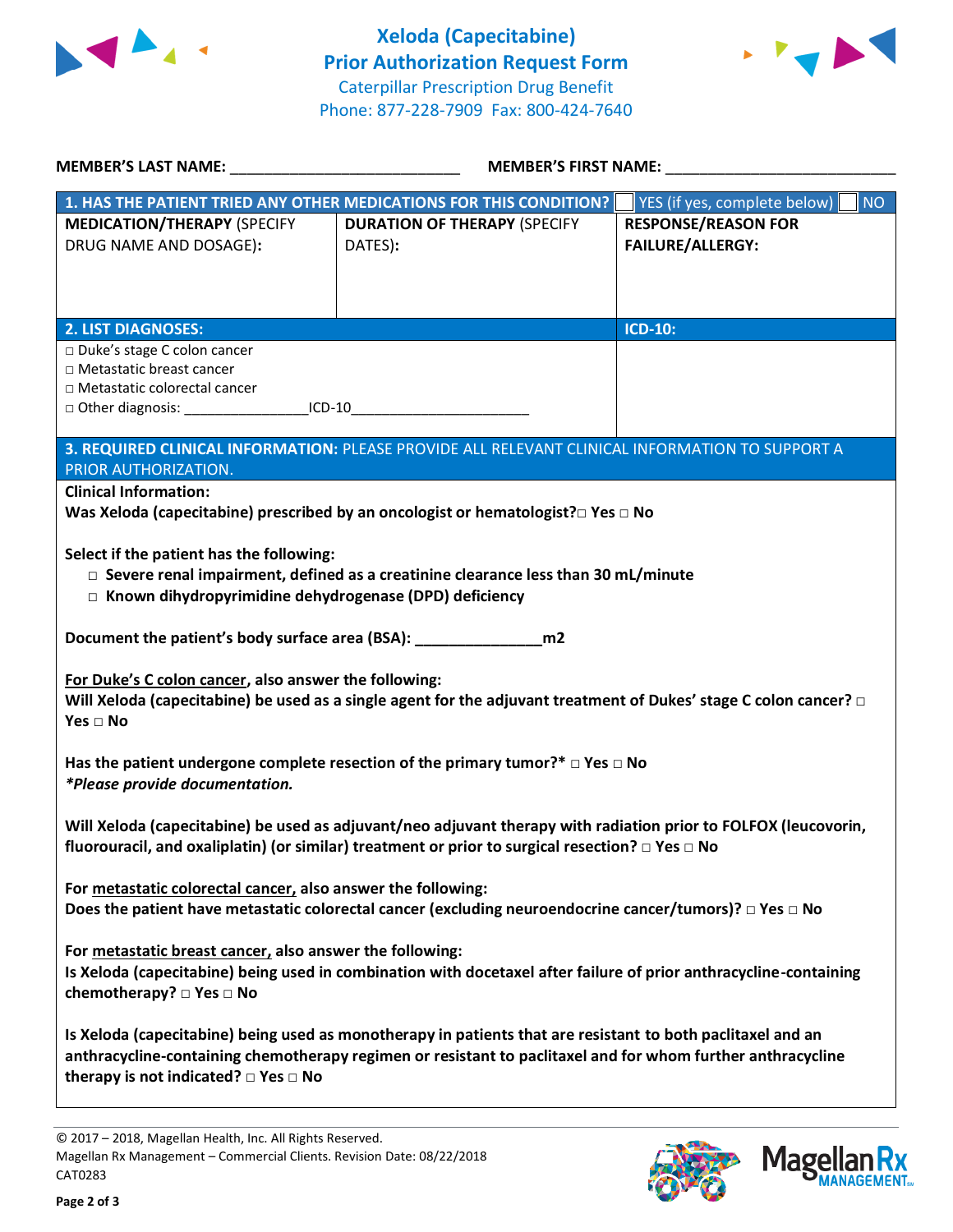# Xeloda (Capecitabine)
## Prior Authorization Request Form
Caterpillar Prescription Drug Benefit
Phone: 877-228-7909 Fax: 800-424-7640

**MEMBER'S LAST NAME:** ___________________________ **MEMBER'S FIRST NAME:** ___________________________

| 1. HAS THE PATIENT TRIED ANY OTHER MEDICATIONS FOR THIS CONDITION? ☐ YES (if yes, complete below) ☐ NO | | |
|---|---|---|
| **MEDICATION/THERAPY** (SPECIFY DRUG NAME AND DOSAGE): | **DURATION OF THERAPY** (SPECIFY DATES): | **RESPONSE/REASON FOR FAILURE/ALLERGY:** |
| | | |

| 2. LIST DIAGNOSES: | ICD-10: |
|---|---|
| □ Duke's stage C colon cancer<br>□ Metastatic breast cancer<br>□ Metastatic colorectal cancer<br>□ Other diagnosis: ________________ICD-10_______________________ | |

**3. REQUIRED CLINICAL INFORMATION:** PLEASE PROVIDE ALL RELEVANT CLINICAL INFORMATION TO SUPPORT A PRIOR AUTHORIZATION.

**Clinical Information:**

**Was Xeloda (capecitabine) prescribed by an oncologist or hematologist?□ Yes □ No**

**Select if the patient has the following:**

- □ **Severe renal impairment, defined as a creatinine clearance less than 30 mL/minute**
- □ **Known dihydropyrimidine dehydrogenase (DPD) deficiency**

**Document the patient's body surface area (BSA): _______________m2**

**For Duke's C colon cancer, also answer the following:**

**Will Xeloda (capecitabine) be used as a single agent for the adjuvant treatment of Dukes' stage C colon cancer? □ Yes □ No**

**Has the patient undergone complete resection of the primary tumor?\* □ Yes □ No**
***Please provide documentation.**

**Will Xeloda (capecitabine) be used as adjuvant/neo adjuvant therapy with radiation prior to FOLFOX (leucovorin, fluorouracil, and oxaliplatin) (or similar) treatment or prior to surgical resection? □ Yes □ No**

**For metastatic colorectal cancer, also answer the following:**

**Does the patient have metastatic colorectal cancer (excluding neuroendocrine cancer/tumors)? □ Yes □ No**

**For metastatic breast cancer, also answer the following:**

**Is Xeloda (capecitabine) being used in combination with docetaxel after failure of prior anthracycline-containing chemotherapy? □ Yes □ No**

**Is Xeloda (capecitabine) being used as monotherapy in patients that are resistant to both paclitaxel and an anthracycline-containing chemotherapy regimen or resistant to paclitaxel and for whom further anthracycline therapy is not indicated? □ Yes □ No**

© 2017 – 2018, Magellan Health, Inc. All Rights Reserved.
Magellan Rx Management – Commercial Clients. Revision Date: 08/22/2018
CAT0283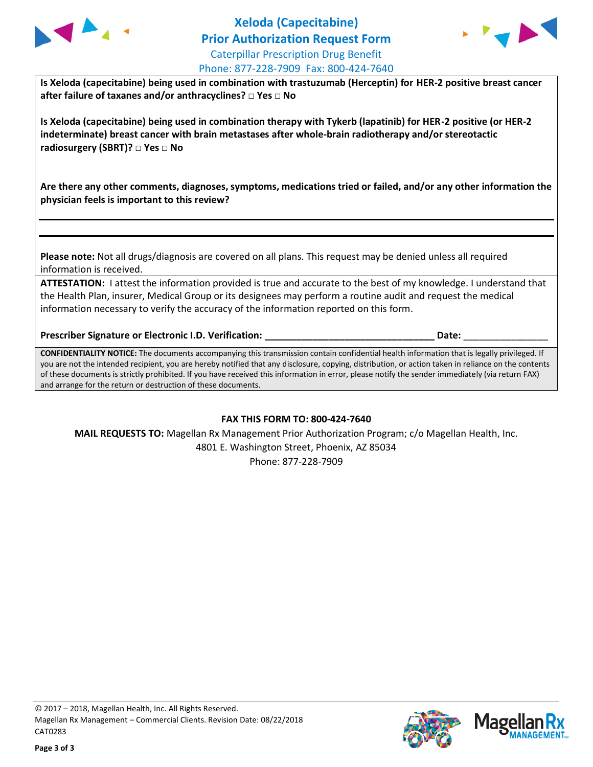**Is Xeloda (capecitabine) being used in combination with trastuzumab (Herceptin) for HER-2 positive breast cancer after failure of taxanes and/or anthracyclines? □ Yes □ No**

**Is Xeloda (capecitabine) being used in combination therapy with Tykerb (lapatinib) for HER-2 positive (or HER-2 indeterminate) breast cancer with brain metastases after whole-brain radiotherapy and/or stereotactic radiosurgery (SBRT)? □ Yes □ No**

**Are there any other comments, diagnoses, symptoms, medications tried or failed, and/or any other information the physician feels is important to this review?**

---

---

**Please note:** Not all drugs/diagnosis are covered on all plans. This request may be denied unless all required information is received.

**ATTESTATION:** I attest the information provided is true and accurate to the best of my knowledge. I understand that the Health Plan, insurer, Medical Group or its designees may perform a routine audit and request the medical information necessary to verify the accuracy of the information reported on this form.

**Prescriber Signature or Electronic I.D. Verification: ______________________________ Date:** ________________

**CONFIDENTIALITY NOTICE:** The documents accompanying this transmission contain confidential health information that is legally privileged. If you are not the intended recipient, you are hereby notified that any disclosure, copying, distribution, or action taken in reliance on the contents of these documents is strictly prohibited. If you have received this information in error, please notify the sender immediately (via return FAX) and arrange for the return or destruction of these documents.

**FAX THIS FORM TO: 800-424-7640**

**MAIL REQUESTS TO:** Magellan Rx Management Prior Authorization Program; c/o Magellan Health, Inc.
4801 E. Washington Street, Phoenix, AZ 85034
Phone: 877-228-7909

© 2017 – 2018, Magellan Health, Inc. All Rights Reserved.
Magellan Rx Management – Commercial Clients. Revision Date: 08/22/2018
CAT0283